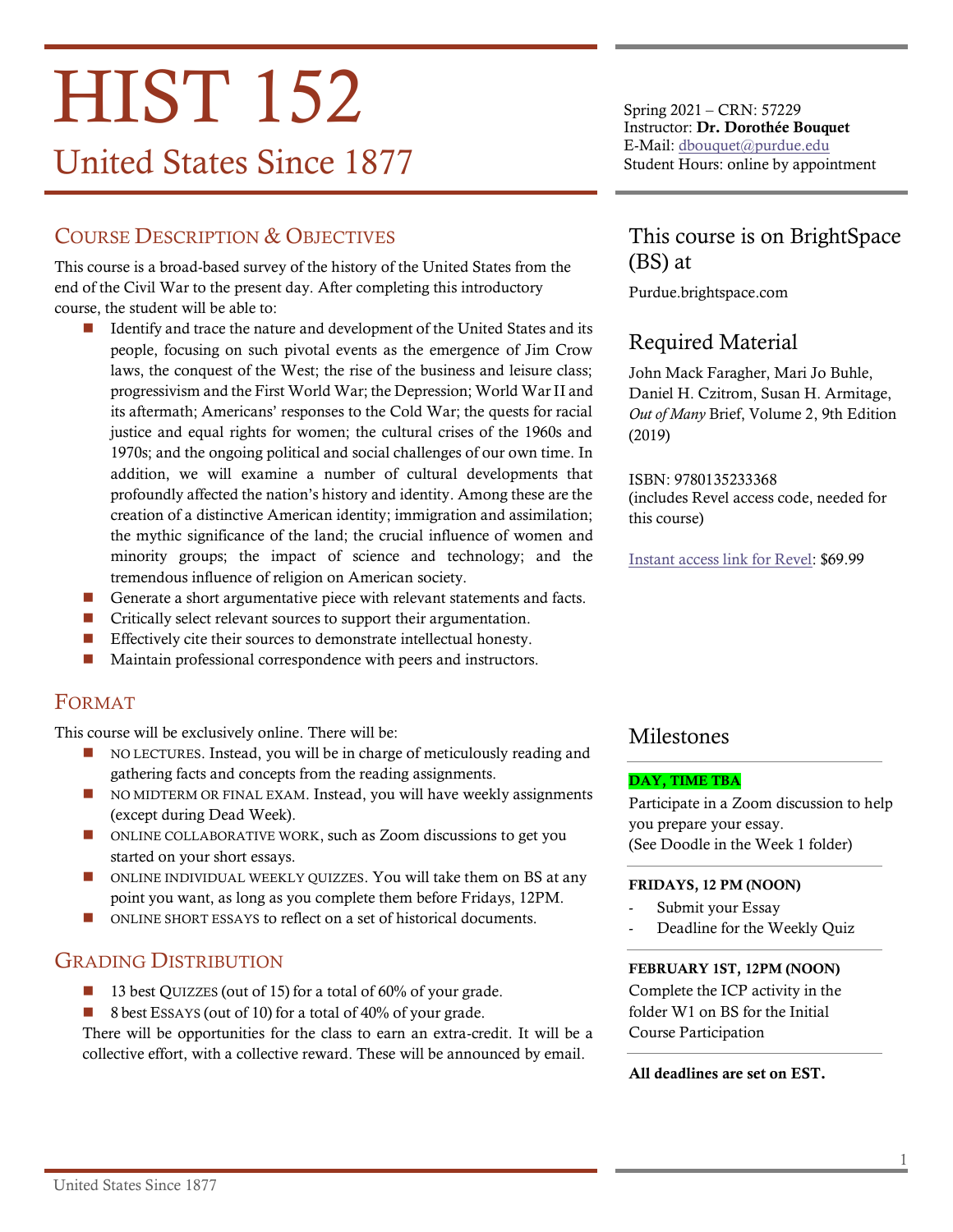# HIST 152

## United States Since 1877

Spring 2021 – CRN: 57229
Instructor: **Dr. Dorothée Bouquet**
E-Mail: dbouquet@purdue.edu
Student Hours: online by appointment

## Course Description & Objectives

This course is a broad-based survey of the history of the United States from the end of the Civil War to the present day. After completing this introductory course, the student will be able to:

- Identify and trace the nature and development of the United States and its people, focusing on such pivotal events as the emergence of Jim Crow laws, the conquest of the West; the rise of the business and leisure class; progressivism and the First World War; the Depression; World War II and its aftermath; Americans' responses to the Cold War; the quests for racial justice and equal rights for women; the cultural crises of the 1960s and 1970s; and the ongoing political and social challenges of our own time. In addition, we will examine a number of cultural developments that profoundly affected the nation's history and identity. Among these are the creation of a distinctive American identity; immigration and assimilation; the mythic significance of the land; the crucial influence of women and minority groups; the impact of science and technology; and the tremendous influence of religion on American society.
- Generate a short argumentative piece with relevant statements and facts.
- Critically select relevant sources to support their argumentation.
- Effectively cite their sources to demonstrate intellectual honesty.
- Maintain professional correspondence with peers and instructors.

## Format

This course will be exclusively online. There will be:

- NO LECTURES. Instead, you will be in charge of meticulously reading and gathering facts and concepts from the reading assignments.
- NO MIDTERM OR FINAL EXAM. Instead, you will have weekly assignments (except during Dead Week).
- ONLINE COLLABORATIVE WORK, such as Zoom discussions to get you started on your short essays.
- ONLINE INDIVIDUAL WEEKLY QUIZZES. You will take them on BS at any point you want, as long as you complete them before Fridays, 12PM.
- ONLINE SHORT ESSAYS to reflect on a set of historical documents.

## Grading Distribution

- 13 best QUIZZES (out of 15) for a total of 60% of your grade.
- 8 best ESSAYS (out of 10) for a total of 40% of your grade.

There will be opportunities for the class to earn an extra-credit. It will be a collective effort, with a collective reward. These will be announced by email.

## This course is on BrightSpace (BS) at

Purdue.brightspace.com

## Required Material

John Mack Faragher, Mari Jo Buhle, Daniel H. Czitrom, Susan H. Armitage, *Out of Many* Brief, Volume 2, 9th Edition (2019)

ISBN: 9780135233368
(includes Revel access code, needed for this course)

Instant access link for Revel: $69.99

## Milestones

**DAY, TIME TBA**
Participate in a Zoom discussion to help you prepare your essay.
(See Doodle in the Week 1 folder)

**FRIDAYS, 12 PM (NOON)**

- Submit your Essay
- Deadline for the Weekly Quiz

**FEBRUARY 1ST, 12PM (NOON)**
Complete the ICP activity in the folder W1 on BS for the Initial Course Participation

**All deadlines are set on EST.**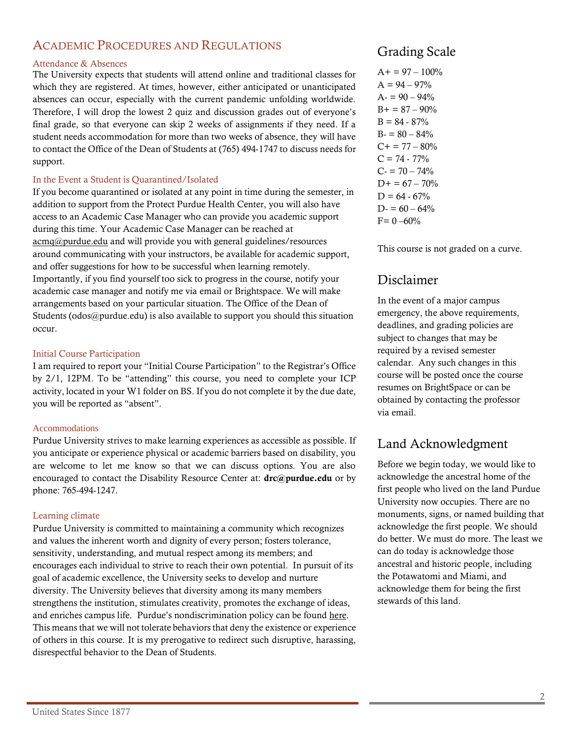## Academic Procedures and Regulations

### Attendance & Absences

The University expects that students will attend online and traditional classes for which they are registered. At times, however, either anticipated or unanticipated absences can occur, especially with the current pandemic unfolding worldwide. Therefore, I will drop the lowest 2 quiz and discussion grades out of everyone's final grade, so that everyone can skip 2 weeks of assignments if they need. If a student needs accommodation for more than two weeks of absence, they will have to contact the Office of the Dean of Students at (765) 494-1747 to discuss needs for support.

### In the Event a Student is Quarantined/Isolated

If you become quarantined or isolated at any point in time during the semester, in addition to support from the Protect Purdue Health Center, you will also have access to an Academic Case Manager who can provide you academic support during this time. Your Academic Case Manager can be reached at acmq@purdue.edu and will provide you with general guidelines/resources around communicating with your instructors, be available for academic support, and offer suggestions for how to be successful when learning remotely. Importantly, if you find yourself too sick to progress in the course, notify your academic case manager and notify me via email or Brightspace. We will make arrangements based on your particular situation. The Office of the Dean of Students (odos@purdue.edu) is also available to support you should this situation occur.

### Initial Course Participation

I am required to report your "Initial Course Participation" to the Registrar's Office by 2/1, 12PM. To be "attending" this course, you need to complete your ICP activity, located in your W1 folder on BS. If you do not complete it by the due date, you will be reported as "absent".

### Accommodations

Purdue University strives to make learning experiences as accessible as possible. If you anticipate or experience physical or academic barriers based on disability, you are welcome to let me know so that we can discuss options. You are also encouraged to contact the Disability Resource Center at: **drc@purdue.edu** or by phone: 765-494-1247.

### Learning climate

Purdue University is committed to maintaining a community which recognizes and values the inherent worth and dignity of every person; fosters tolerance, sensitivity, understanding, and mutual respect among its members; and encourages each individual to strive to reach their own potential. In pursuit of its goal of academic excellence, the University seeks to develop and nurture diversity. The University believes that diversity among its many members strengthens the institution, stimulates creativity, promotes the exchange of ideas, and enriches campus life. Purdue's nondiscrimination policy can be found here. This means that we will not tolerate behaviors that deny the existence or experience of others in this course. It is my prerogative to redirect such disruptive, harassing, disrespectful behavior to the Dean of Students.

## Grading Scale

A+ = 97 – 100%
A = 94 – 97%
A- = 90 – 94%
B+ = 87 – 90%
B = 84 - 87%
B- = 80 – 84%
C+ = 77 – 80%
C = 74 - 77%
C- = 70 – 74%
D+ = 67 – 70%
D = 64 - 67%
D- = 60 – 64%
F= 0 –60%

This course is not graded on a curve.

## Disclaimer

In the event of a major campus emergency, the above requirements, deadlines, and grading policies are subject to changes that may be required by a revised semester calendar. Any such changes in this course will be posted once the course resumes on BrightSpace or can be obtained by contacting the professor via email.

## Land Acknowledgment

Before we begin today, we would like to acknowledge the ancestral home of the first people who lived on the land Purdue University now occupies. There are no monuments, signs, or named building that acknowledge the first people. We should do better. We must do more. The least we can do today is acknowledge those ancestral and historic people, including the Potawatomi and Miami, and acknowledge them for being the first stewards of this land.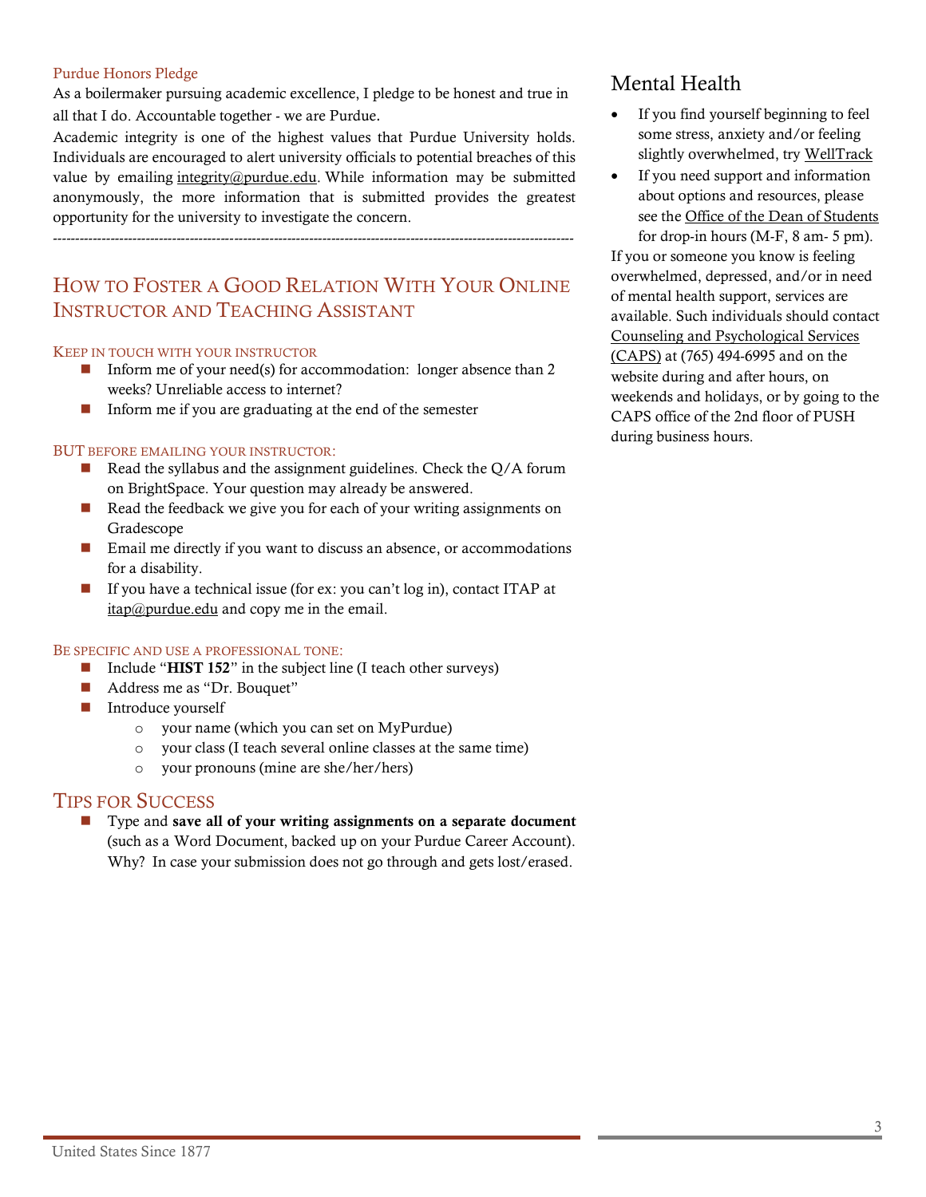### Purdue Honors Pledge

As a boilermaker pursuing academic excellence, I pledge to be honest and true in all that I do. Accountable together - we are Purdue.

Academic integrity is one of the highest values that Purdue University holds. Individuals are encouraged to alert university officials to potential breaches of this value by emailing integrity@purdue.edu. While information may be submitted anonymously, the more information that is submitted provides the greatest opportunity for the university to investigate the concern.

---

## How to Foster a Good Relation With Your Online Instructor and Teaching Assistant

### Keep in touch with your instructor

- Inform me of your need(s) for accommodation: longer absence than 2 weeks? Unreliable access to internet?
- Inform me if you are graduating at the end of the semester

### But before emailing your instructor:

- Read the syllabus and the assignment guidelines. Check the Q/A forum on BrightSpace. Your question may already be answered.
- Read the feedback we give you for each of your writing assignments on Gradescope
- Email me directly if you want to discuss an absence, or accommodations for a disability.
- If you have a technical issue (for ex: you can't log in), contact ITAP at itap@purdue.edu and copy me in the email.

### Be specific and use a professional tone:

- Include "**HIST 152**" in the subject line (I teach other surveys)
- Address me as "Dr. Bouquet"
- Introduce yourself
  - your name (which you can set on MyPurdue)
  - your class (I teach several online classes at the same time)
  - your pronouns (mine are she/her/hers)

## Tips for Success

- Type and **save all of your writing assignments on a separate document** (such as a Word Document, backed up on your Purdue Career Account). Why? In case your submission does not go through and gets lost/erased.

## Mental Health

- If you find yourself beginning to feel some stress, anxiety and/or feeling slightly overwhelmed, try WellTrack
- If you need support and information about options and resources, please see the Office of the Dean of Students for drop-in hours (M-F, 8 am- 5 pm).

If you or someone you know is feeling overwhelmed, depressed, and/or in need of mental health support, services are available. Such individuals should contact Counseling and Psychological Services (CAPS) at (765) 494-6995 and on the website during and after hours, on weekends and holidays, or by going to the CAPS office of the 2nd floor of PUSH during business hours.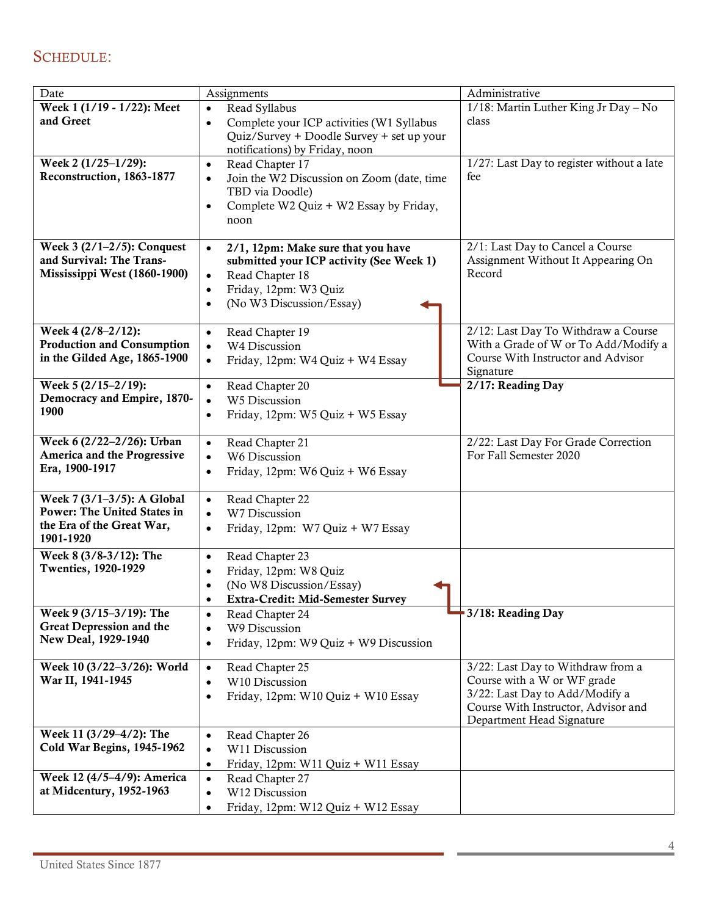## Schedule:

| Date | Assignments | Administrative |
|---|---|---|
| **Week 1 (1/19 - 1/22): Meet and Greet** | • Read Syllabus<br>• Complete your ICP activities (W1 Syllabus Quiz/Survey + Doodle Survey + set up your notifications) by Friday, noon | 1/18: Martin Luther King Jr Day – No class |
| **Week 2 (1/25–1/29): Reconstruction, 1863-1877** | • Read Chapter 17<br>• Join the W2 Discussion on Zoom (date, time TBD via Doodle)<br>• Complete W2 Quiz + W2 Essay by Friday, noon | 1/27: Last Day to register without a late fee |
| **Week 3 (2/1–2/5): Conquest and Survival: The Trans-Mississippi West (1860-1900)** | • **2/1, 12pm: Make sure that you have submitted your ICP activity (See Week 1)**<br>• Read Chapter 18<br>• Friday, 12pm: W3 Quiz<br>• (No W3 Discussion/Essay) | 2/1: Last Day to Cancel a Course Assignment Without It Appearing On Record |
| **Week 4 (2/8–2/12): Production and Consumption in the Gilded Age, 1865-1900** | • Read Chapter 19<br>• W4 Discussion<br>• Friday, 12pm: W4 Quiz + W4 Essay | 2/12: Last Day To Withdraw a Course With a Grade of W or To Add/Modify a Course With Instructor and Advisor Signature |
| **Week 5 (2/15–2/19): Democracy and Empire, 1870-1900** | • Read Chapter 20<br>• W5 Discussion<br>• Friday, 12pm: W5 Quiz + W5 Essay | **2/17: Reading Day** |
| **Week 6 (2/22–2/26): Urban America and the Progressive Era, 1900-1917** | • Read Chapter 21<br>• W6 Discussion<br>• Friday, 12pm: W6 Quiz + W6 Essay | 2/22: Last Day For Grade Correction For Fall Semester 2020 |
| **Week 7 (3/1–3/5): A Global Power: The United States in the Era of the Great War, 1901-1920** | • Read Chapter 22<br>• W7 Discussion<br>• Friday, 12pm: W7 Quiz + W7 Essay | |
| **Week 8 (3/8-3/12): The Twenties, 1920-1929** | • Read Chapter 23<br>• Friday, 12pm: W8 Quiz<br>• (No W8 Discussion/Essay)<br>• **Extra-Credit: Mid-Semester Survey** | |
| **Week 9 (3/15–3/19): The Great Depression and the New Deal, 1929-1940** | • Read Chapter 24<br>• W9 Discussion<br>• Friday, 12pm: W9 Quiz + W9 Discussion | **3/18: Reading Day** |
| **Week 10 (3/22–3/26): World War II, 1941-1945** | • Read Chapter 25<br>• W10 Discussion<br>• Friday, 12pm: W10 Quiz + W10 Essay | 3/22: Last Day to Withdraw from a Course with a W or WF grade<br>3/22: Last Day to Add/Modify a Course With Instructor, Advisor and Department Head Signature |
| **Week 11 (3/29–4/2): The Cold War Begins, 1945-1962** | • Read Chapter 26<br>• W11 Discussion<br>• Friday, 12pm: W11 Quiz + W11 Essay | |
| **Week 12 (4/5–4/9): America at Midcentury, 1952-1963** | • Read Chapter 27<br>• W12 Discussion<br>• Friday, 12pm: W12 Quiz + W12 Essay | |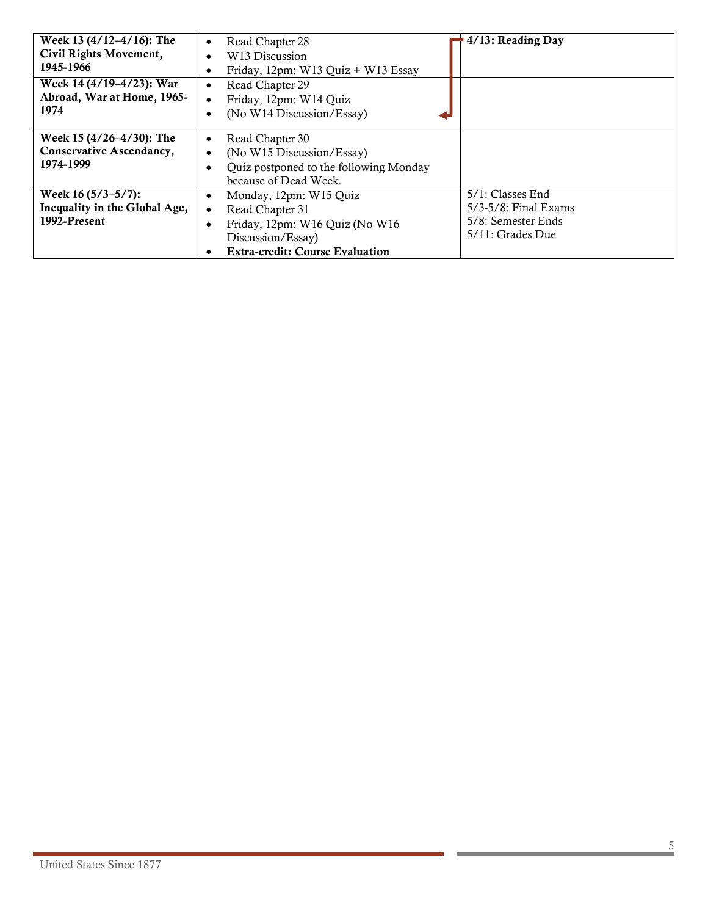| | | |
|---|---|---|
| **Week 13 (4/12–4/16): The Civil Rights Movement, 1945-1966** | • Read Chapter 28<br>• W13 Discussion<br>• Friday, 12pm: W13 Quiz + W13 Essay | **4/13: Reading Day** |
| **Week 14 (4/19–4/23): War Abroad, War at Home, 1965-1974** | • Read Chapter 29<br>• Friday, 12pm: W14 Quiz<br>• (No W14 Discussion/Essay) | |
| **Week 15 (4/26–4/30): The Conservative Ascendancy, 1974-1999** | • Read Chapter 30<br>• (No W15 Discussion/Essay)<br>• Quiz postponed to the following Monday because of Dead Week. | |
| **Week 16 (5/3–5/7): Inequality in the Global Age, 1992-Present** | • Monday, 12pm: W15 Quiz<br>• Read Chapter 31<br>• Friday, 12pm: W16 Quiz (No W16 Discussion/Essay)<br>• **Extra-credit: Course Evaluation** | 5/1: Classes End<br>5/3-5/8: Final Exams<br>5/8: Semester Ends<br>5/11: Grades Due |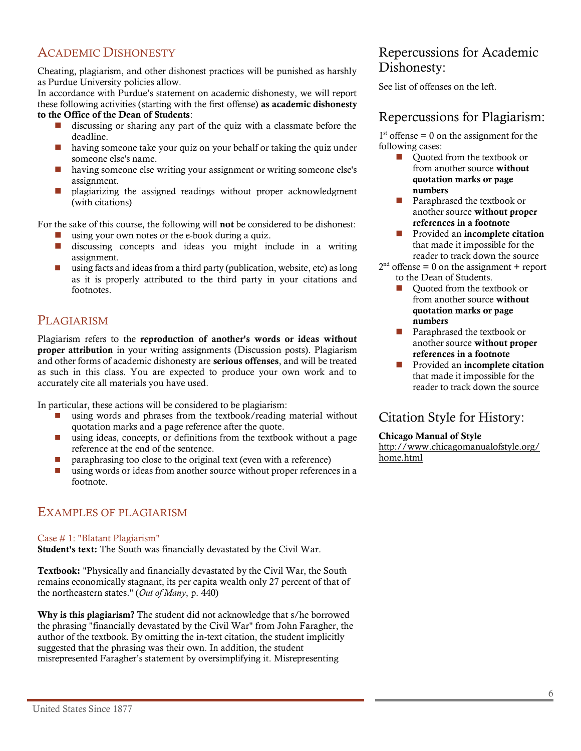## Academic Dishonesty

Cheating, plagiarism, and other dishonest practices will be punished as harshly as Purdue University policies allow.

In accordance with Purdue's statement on academic dishonesty, we will report these following activities (starting with the first offense) **as academic dishonesty to the Office of the Dean of Students**:

- discussing or sharing any part of the quiz with a classmate before the deadline.
- having someone take your quiz on your behalf or taking the quiz under someone else's name.
- having someone else writing your assignment or writing someone else's assignment.
- plagiarizing the assigned readings without proper acknowledgment (with citations)

For the sake of this course, the following will **not** be considered to be dishonest:

- using your own notes or the e-book during a quiz.
- discussing concepts and ideas you might include in a writing assignment.
- using facts and ideas from a third party (publication, website, etc) as long as it is properly attributed to the third party in your citations and footnotes.

## Plagiarism

Plagiarism refers to the **reproduction of another's words or ideas without proper attribution** in your writing assignments (Discussion posts). Plagiarism and other forms of academic dishonesty are **serious offenses**, and will be treated as such in this class. You are expected to produce your own work and to accurately cite all materials you have used.

In particular, these actions will be considered to be plagiarism:

- using words and phrases from the textbook/reading material without quotation marks and a page reference after the quote.
- using ideas, concepts, or definitions from the textbook without a page reference at the end of the sentence.
- paraphrasing too close to the original text (even with a reference)
- using words or ideas from another source without proper references in a footnote.

## Examples of Plagiarism

### Case # 1: "Blatant Plagiarism"

**Student's text:** The South was financially devastated by the Civil War.

**Textbook:** "Physically and financially devastated by the Civil War, the South remains economically stagnant, its per capita wealth only 27 percent of that of the northeastern states." (*Out of Many*, p. 440)

**Why is this plagiarism?** The student did not acknowledge that s/he borrowed the phrasing "financially devastated by the Civil War" from John Faragher, the author of the textbook. By omitting the in-text citation, the student implicitly suggested that the phrasing was their own. In addition, the student misrepresented Faragher's statement by oversimplifying it. Misrepresenting

## Repercussions for Academic Dishonesty:

See list of offenses on the left.

## Repercussions for Plagiarism:

1st offense = 0 on the assignment for the following cases:

- Quoted from the textbook or from another source **without quotation marks or page numbers**
- Paraphrased the textbook or another source **without proper references in a footnote**
- Provided an **incomplete citation** that made it impossible for the reader to track down the source

2nd offense = 0 on the assignment + report to the Dean of Students.

- Quoted from the textbook or from another source **without quotation marks or page numbers**
- Paraphrased the textbook or another source **without proper references in a footnote**
- Provided an **incomplete citation** that made it impossible for the reader to track down the source

## Citation Style for History:

**Chicago Manual of Style**
http://www.chicagomanualofstyle.org/home.html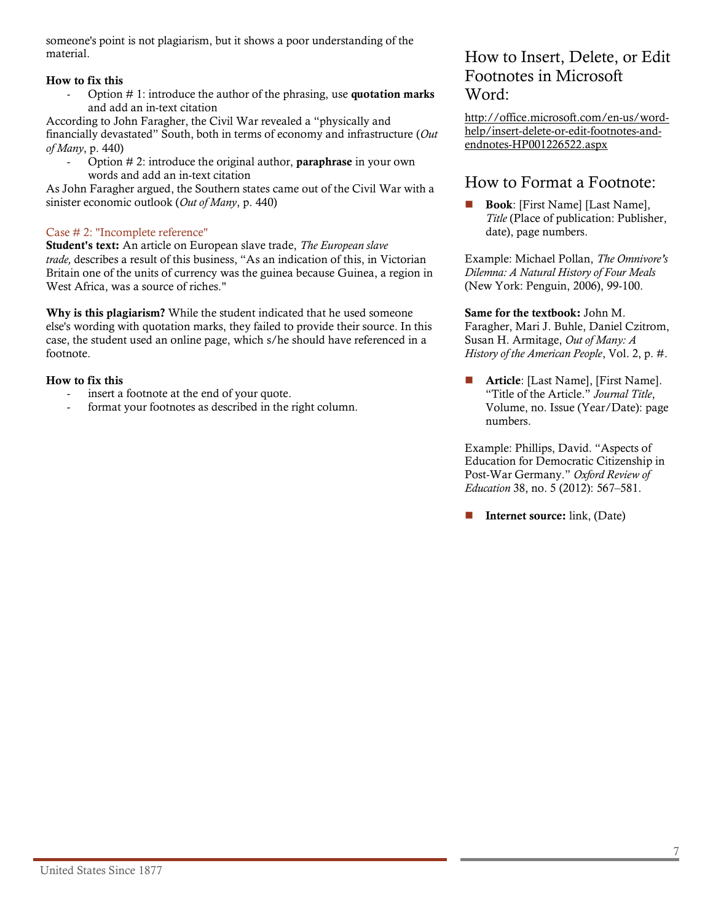someone's point is not plagiarism, but it shows a poor understanding of the material.

**How to fix this**

- Option # 1: introduce the author of the phrasing, use **quotation marks** and add an in-text citation

According to John Faragher, the Civil War revealed a "physically and financially devastated" South, both in terms of economy and infrastructure (*Out of Many*, p. 440)

- Option # 2: introduce the original author, **paraphrase** in your own words and add an in-text citation

As John Faragher argued, the Southern states came out of the Civil War with a sinister economic outlook (*Out of Many*, p. 440)

### Case # 2: "Incomplete reference"

**Student's text:** An article on European slave trade, *The European slave trade,* describes a result of this business, "As an indication of this, in Victorian Britain one of the units of currency was the guinea because Guinea, a region in West Africa, was a source of riches."

**Why is this plagiarism?** While the student indicated that he used someone else's wording with quotation marks, they failed to provide their source. In this case, the student used an online page, which s/he should have referenced in a footnote.

**How to fix this**

- insert a footnote at the end of your quote.
- format your footnotes as described in the right column.

## How to Insert, Delete, or Edit Footnotes in Microsoft Word:

http://office.microsoft.com/en-us/word-help/insert-delete-or-edit-footnotes-and-endnotes-HP001226522.aspx

## How to Format a Footnote:

- **Book**: [First Name] [Last Name], *Title* (Place of publication: Publisher, date), page numbers.

Example: Michael Pollan, *The Omnivore's Dilemna: A Natural History of Four Meals* (New York: Penguin, 2006), 99-100.

**Same for the textbook:** John M. Faragher, Mari J. Buhle, Daniel Czitrom, Susan H. Armitage, *Out of Many: A History of the American People*, Vol. 2, p. #.

- **Article**: [Last Name], [First Name]. "Title of the Article." *Journal Title*, Volume, no. Issue (Year/Date): page numbers.

Example: Phillips, David. "Aspects of Education for Democratic Citizenship in Post-War Germany." *Oxford Review of Education* 38, no. 5 (2012): 567–581.

- **Internet source:** link, (Date)